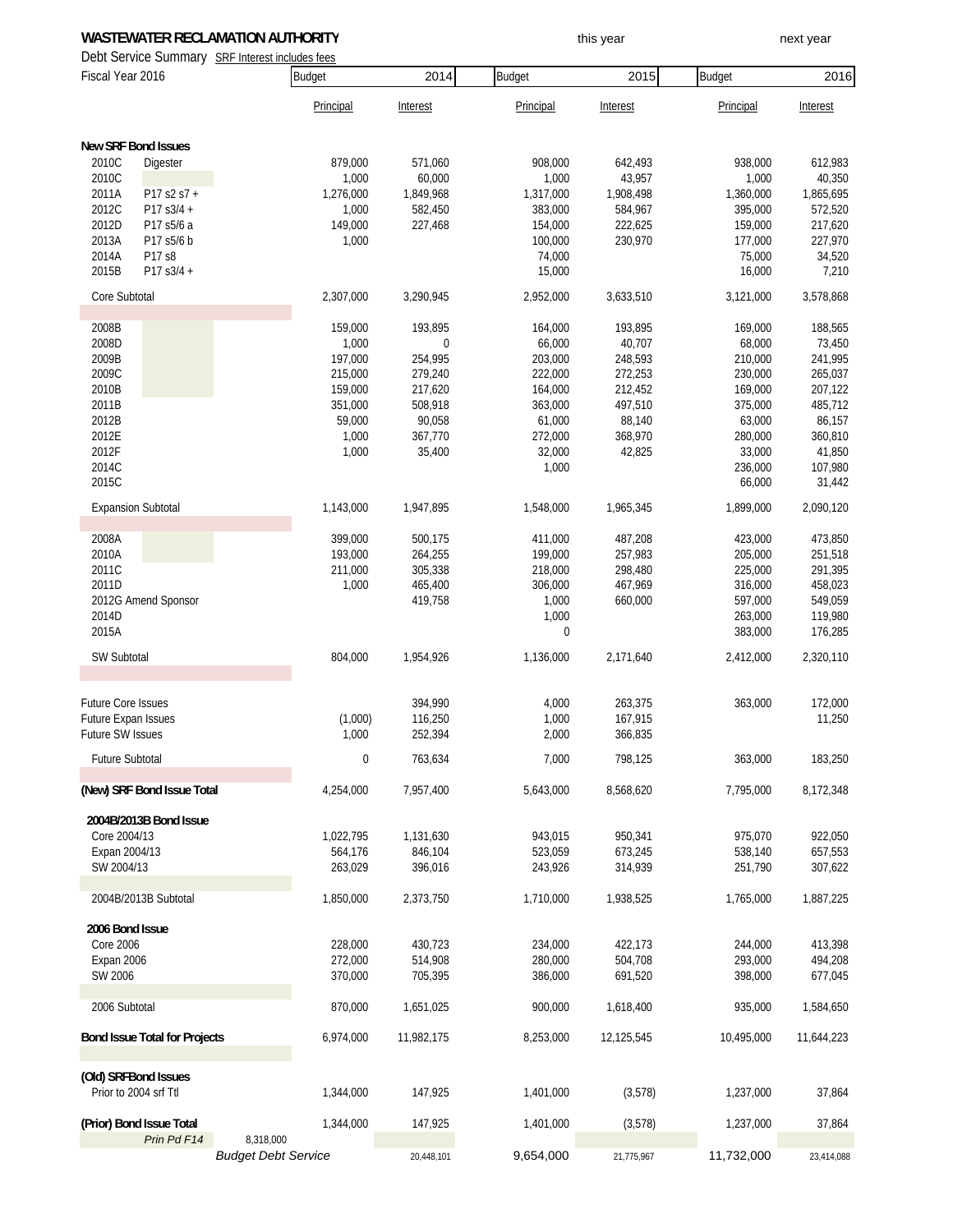**WASTEWATER RECLAMATION AUTHORITY**

Debt Service Summary SRF Interest includes fees

| Fiscal Year 2016 | | Budget 2014 | | Budget 2015 (this year) | | Budget 2016 (next year) | |
|---|---|---|---|---|---|---|---|
| | | Principal | Interest | Principal | Interest | Principal | Interest |
| **New SRF Bond Issues** | | | | | | | |
| 2010C | Digester | 879,000 | 571,060 | 908,000 | 642,493 | 938,000 | 612,983 |
| 2010C | | 1,000 | 60,000 | 1,000 | 43,957 | 1,000 | 40,350 |
| 2011A | P17 s2 s7 + | 1,276,000 | 1,849,968 | 1,317,000 | 1,908,498 | 1,360,000 | 1,865,695 |
| 2012C | P17 s3/4 + | 1,000 | 582,450 | 383,000 | 584,967 | 395,000 | 572,520 |
| 2012D | P17 s5/6 a | 149,000 | 227,468 | 154,000 | 222,625 | 159,000 | 217,620 |
| 2013A | P17 s5/6 b | 1,000 | | 100,000 | 230,970 | 177,000 | 227,970 |
| 2014A | P17 s8 | | | 74,000 | | 75,000 | 34,520 |
| 2015B | P17 s3/4 + | | | 15,000 | | 16,000 | 7,210 |
| Core Subtotal | | 2,307,000 | 3,290,945 | 2,952,000 | 3,633,510 | 3,121,000 | 3,578,868 |
| 2008B | | 159,000 | 193,895 | 164,000 | 193,895 | 169,000 | 188,565 |
| 2008D | | 1,000 | 0 | 66,000 | 40,707 | 68,000 | 73,450 |
| 2009B | | 197,000 | 254,995 | 203,000 | 248,593 | 210,000 | 241,995 |
| 2009C | | 215,000 | 279,240 | 222,000 | 272,253 | 230,000 | 265,037 |
| 2010B | | 159,000 | 217,620 | 164,000 | 212,452 | 169,000 | 207,122 |
| 2011B | | 351,000 | 508,918 | 363,000 | 497,510 | 375,000 | 485,712 |
| 2012B | | 59,000 | 90,058 | 61,000 | 88,140 | 63,000 | 86,157 |
| 2012E | | 1,000 | 367,770 | 272,000 | 368,970 | 280,000 | 360,810 |
| 2012F | | 1,000 | 35,400 | 32,000 | 42,825 | 33,000 | 41,850 |
| 2014C | | | | 1,000 | | 236,000 | 107,980 |
| 2015C | | | | | | 66,000 | 31,442 |
| Expansion Subtotal | | 1,143,000 | 1,947,895 | 1,548,000 | 1,965,345 | 1,899,000 | 2,090,120 |
| 2008A | | 399,000 | 500,175 | 411,000 | 487,208 | 423,000 | 473,850 |
| 2010A | | 193,000 | 264,255 | 199,000 | 257,983 | 205,000 | 251,518 |
| 2011C | | 211,000 | 305,338 | 218,000 | 298,480 | 225,000 | 291,395 |
| 2011D | | 1,000 | 465,400 | 306,000 | 467,969 | 316,000 | 458,023 |
| 2012G Amend Sponsor | | | 419,758 | 1,000 | 660,000 | 597,000 | 549,059 |
| 2014D | | | | 1,000 | | 263,000 | 119,980 |
| 2015A | | | | 0 | | 383,000 | 176,285 |
| SW Subtotal | | 804,000 | 1,954,926 | 1,136,000 | 2,171,640 | 2,412,000 | 2,320,110 |
| Future Core Issues | | | 394,990 | 4,000 | 263,375 | 363,000 | 172,000 |
| Future Expan Issues | | (1,000) | 116,250 | 1,000 | 167,915 | | 11,250 |
| Future SW Issues | | 1,000 | 252,394 | 2,000 | 366,835 | | |
| Future Subtotal | | 0 | 763,634 | 7,000 | 798,125 | 363,000 | 183,250 |
| **(New) SRF Bond Issue Total** | | 4,254,000 | 7,957,400 | 5,643,000 | 8,568,620 | 7,795,000 | 8,172,348 |
| **2004B/2013B Bond Issue** | | | | | | | |
| Core 2004/13 | | 1,022,795 | 1,131,630 | 943,015 | 950,341 | 975,070 | 922,050 |
| Expan 2004/13 | | 564,176 | 846,104 | 523,059 | 673,245 | 538,140 | 657,553 |
| SW 2004/13 | | 263,029 | 396,016 | 243,926 | 314,939 | 251,790 | 307,622 |
| 2004B/2013B Subtotal | | 1,850,000 | 2,373,750 | 1,710,000 | 1,938,525 | 1,765,000 | 1,887,225 |
| **2006 Bond Issue** | | | | | | | |
| Core 2006 | | 228,000 | 430,723 | 234,000 | 422,173 | 244,000 | 413,398 |
| Expan 2006 | | 272,000 | 514,908 | 280,000 | 504,708 | 293,000 | 494,208 |
| SW 2006 | | 370,000 | 705,395 | 386,000 | 691,520 | 398,000 | 677,045 |
| 2006 Subtotal | | 870,000 | 1,651,025 | 900,000 | 1,618,400 | 935,000 | 1,584,650 |
| **Bond Issue Total for Projects** | | 6,974,000 | 11,982,175 | 8,253,000 | 12,125,545 | 10,495,000 | 11,644,223 |
| **(Old) SRF Bond Issues** | | | | | | | |
| Prior to 2004 srf Ttl | | 1,344,000 | 147,925 | 1,401,000 | (3,578) | 1,237,000 | 37,864 |
| **(Prior) Bond Issue Total** | | 1,344,000 | 147,925 | 1,401,000 | (3,578) | 1,237,000 | 37,864 |
| *Prin Pd F14* | 8,318,000 | | | | | | |
| *Budget Debt Service* | | | 20,448,101 | 9,654,000 | 21,775,967 | 11,732,000 | 23,414,088 |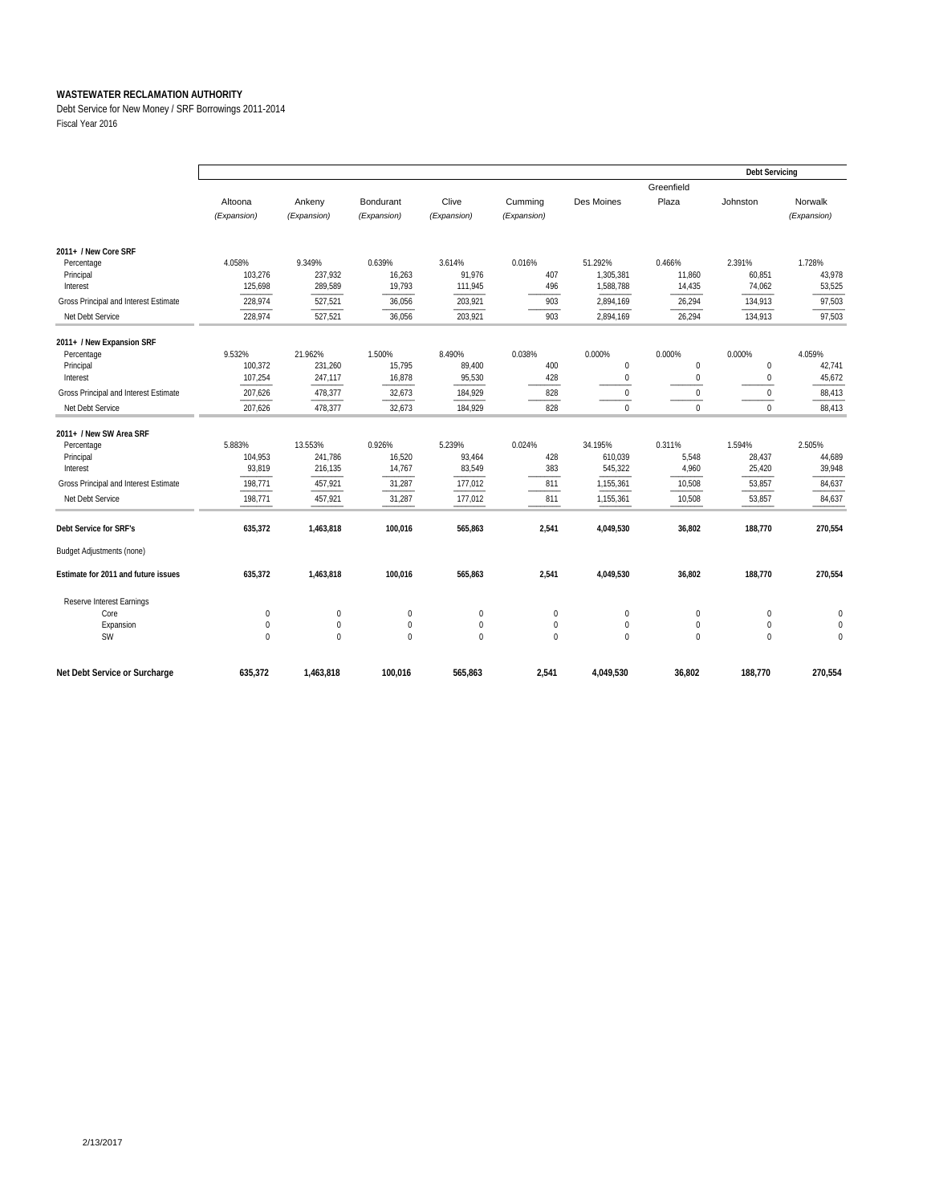**WASTEWATER RECLAMATION AUTHORITY**

Debt Service for New Money / SRF Borrowings 2011-2014

Fiscal Year 2016

| | | | | | | | | **Debt Servicing** | |
|---|---|---|---|---|---|---|---|---|---|
| | Altoona *(Expansion)* | Ankeny *(Expansion)* | Bondurant *(Expansion)* | Clive *(Expansion)* | Cumming *(Expansion)* | Des Moines | Greenfield Plaza | Johnston | Norwalk *(Expansion)* |
| **2011+ / New Core SRF** | | | | | | | | | |
| Percentage | 4.058% | 9.349% | 0.639% | 3.614% | 0.016% | 51.292% | 0.466% | 2.391% | 1.728% |
| Principal | 103,276 | 237,932 | 16,263 | 91,976 | 407 | 1,305,381 | 11,860 | 60,851 | 43,978 |
| Interest | 125,698 | 289,589 | 19,793 | 111,945 | 496 | 1,588,788 | 14,435 | 74,062 | 53,525 |
| Gross Principal and Interest Estimate | 228,974 | 527,521 | 36,056 | 203,921 | 903 | 2,894,169 | 26,294 | 134,913 | 97,503 |
| Net Debt Service | 228,974 | 527,521 | 36,056 | 203,921 | 903 | 2,894,169 | 26,294 | 134,913 | 97,503 |
| **2011+ / New Expansion SRF** | | | | | | | | | |
| Percentage | 9.532% | 21.962% | 1.500% | 8.490% | 0.038% | 0.000% | 0.000% | 0.000% | 4.059% |
| Principal | 100,372 | 231,260 | 15,795 | 89,400 | 400 | 0 | 0 | 0 | 42,741 |
| Interest | 107,254 | 247,117 | 16,878 | 95,530 | 428 | 0 | 0 | 0 | 45,672 |
| Gross Principal and Interest Estimate | 207,626 | 478,377 | 32,673 | 184,929 | 828 | 0 | 0 | 0 | 88,413 |
| Net Debt Service | 207,626 | 478,377 | 32,673 | 184,929 | 828 | 0 | 0 | 0 | 88,413 |
| **2011+ / New SW Area SRF** | | | | | | | | | |
| Percentage | 5.883% | 13.553% | 0.926% | 5.239% | 0.024% | 34.195% | 0.311% | 1.594% | 2.505% |
| Principal | 104,953 | 241,786 | 16,520 | 93,464 | 428 | 610,039 | 5,548 | 28,437 | 44,689 |
| Interest | 93,819 | 216,135 | 14,767 | 83,549 | 383 | 545,322 | 4,960 | 25,420 | 39,948 |
| Gross Principal and Interest Estimate | 198,771 | 457,921 | 31,287 | 177,012 | 811 | 1,155,361 | 10,508 | 53,857 | 84,637 |
| Net Debt Service | 198,771 | 457,921 | 31,287 | 177,012 | 811 | 1,155,361 | 10,508 | 53,857 | 84,637 |
| **Debt Service for SRF's** | **635,372** | **1,463,818** | **100,016** | **565,863** | **2,541** | **4,049,530** | **36,802** | **188,770** | **270,554** |
| Budget Adjustments (none) | | | | | | | | | |
| **Estimate for 2011 and future issues** | **635,372** | **1,463,818** | **100,016** | **565,863** | **2,541** | **4,049,530** | **36,802** | **188,770** | **270,554** |
| Reserve Interest Earnings | | | | | | | | | |
| Core | 0 | 0 | 0 | 0 | 0 | 0 | 0 | 0 | 0 |
| Expansion | 0 | 0 | 0 | 0 | 0 | 0 | 0 | 0 | 0 |
| SW | 0 | 0 | 0 | 0 | 0 | 0 | 0 | 0 | 0 |
| **Net Debt Service or Surcharge** | **635,372** | **1,463,818** | **100,016** | **565,863** | **2,541** | **4,049,530** | **36,802** | **188,770** | **270,554** |

2/13/2017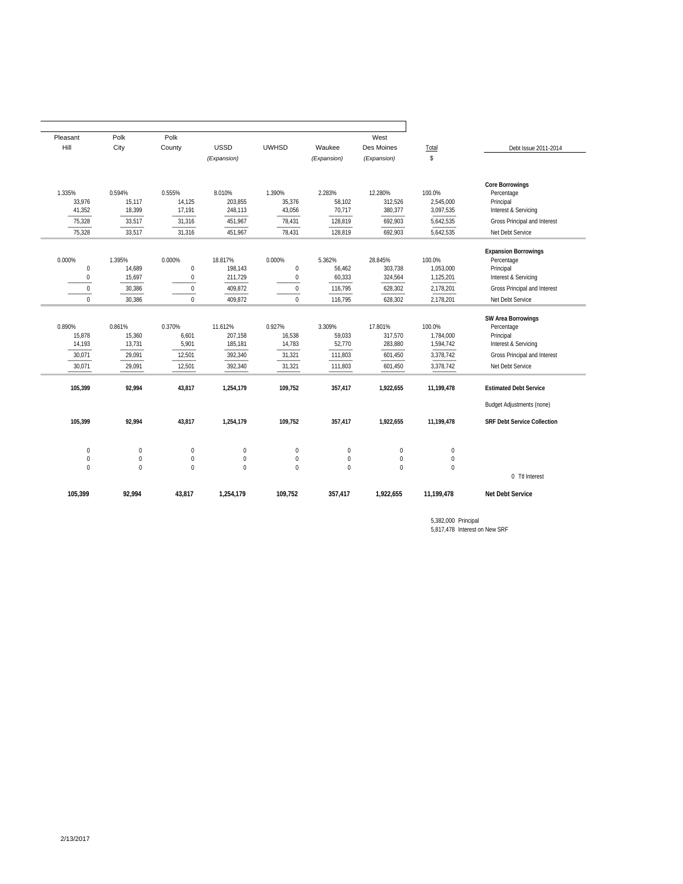| Pleasant Hill | Polk City | Polk County | USSD *(Expansion)* | UWHSD | Waukee *(Expansion)* | West Des Moines *(Expansion)* | Total $ | Debt Issue 2011-2014 |
|---|---|---|---|---|---|---|---|---|
| | | | | | | | | **Core Borrowings** |
| 1.335% | 0.594% | 0.555% | 8.010% | 1.390% | 2.283% | 12.280% | 100.0% | Percentage |
| 33,976 | 15,117 | 14,125 | 203,855 | 35,376 | 58,102 | 312,526 | 2,545,000 | Principal |
| 41,352 | 18,399 | 17,191 | 248,113 | 43,056 | 70,717 | 380,377 | 3,097,535 | Interest & Servicing |
| 75,328 | 33,517 | 31,316 | 451,967 | 78,431 | 128,819 | 692,903 | 5,642,535 | Gross Principal and Interest |
| 75,328 | 33,517 | 31,316 | 451,967 | 78,431 | 128,819 | 692,903 | 5,642,535 | Net Debt Service |
| | | | | | | | | **Expansion Borrowings** |
| 0.000% | 1.395% | 0.000% | 18.817% | 0.000% | 5.362% | 28.845% | 100.0% | Percentage |
| 0 | 14,689 | 0 | 198,143 | 0 | 56,462 | 303,738 | 1,053,000 | Principal |
| 0 | 15,697 | 0 | 211,729 | 0 | 60,333 | 324,564 | 1,125,201 | Interest & Servicing |
| 0 | 30,386 | 0 | 409,872 | 0 | 116,795 | 628,302 | 2,178,201 | Gross Principal and Interest |
| 0 | 30,386 | 0 | 409,872 | 0 | 116,795 | 628,302 | 2,178,201 | Net Debt Service |
| | | | | | | | | **SW Area Borrowings** |
| 0.890% | 0.861% | 0.370% | 11.612% | 0.927% | 3.309% | 17.801% | 100.0% | Percentage |
| 15,878 | 15,360 | 6,601 | 207,158 | 16,538 | 59,033 | 317,570 | 1,784,000 | Principal |
| 14,193 | 13,731 | 5,901 | 185,181 | 14,783 | 52,770 | 283,880 | 1,594,742 | Interest & Servicing |
| 30,071 | 29,091 | 12,501 | 392,340 | 31,321 | 111,803 | 601,450 | 3,378,742 | Gross Principal and Interest |
| 30,071 | 29,091 | 12,501 | 392,340 | 31,321 | 111,803 | 601,450 | 3,378,742 | Net Debt Service |
| **105,399** | **92,994** | **43,817** | **1,254,179** | **109,752** | **357,417** | **1,922,655** | **11,199,478** | **Estimated Debt Service** |
| | | | | | | | | Budget Adjustments (none) |
| **105,399** | **92,994** | **43,817** | **1,254,179** | **109,752** | **357,417** | **1,922,655** | **11,199,478** | **SRF Debt Service Collection** |
| 0 | 0 | 0 | 0 | 0 | 0 | 0 | 0 | |
| 0 | 0 | 0 | 0 | 0 | 0 | 0 | 0 | |
| 0 | 0 | 0 | 0 | 0 | 0 | 0 | 0 | |
| | | | | | | | | 0 Ttl Interest |
| **105,399** | **92,994** | **43,817** | **1,254,179** | **109,752** | **357,417** | **1,922,655** | **11,199,478** | **Net Debt Service** |

5,382,000 Principal
5,817,478 Interest on New SRF

2/13/2017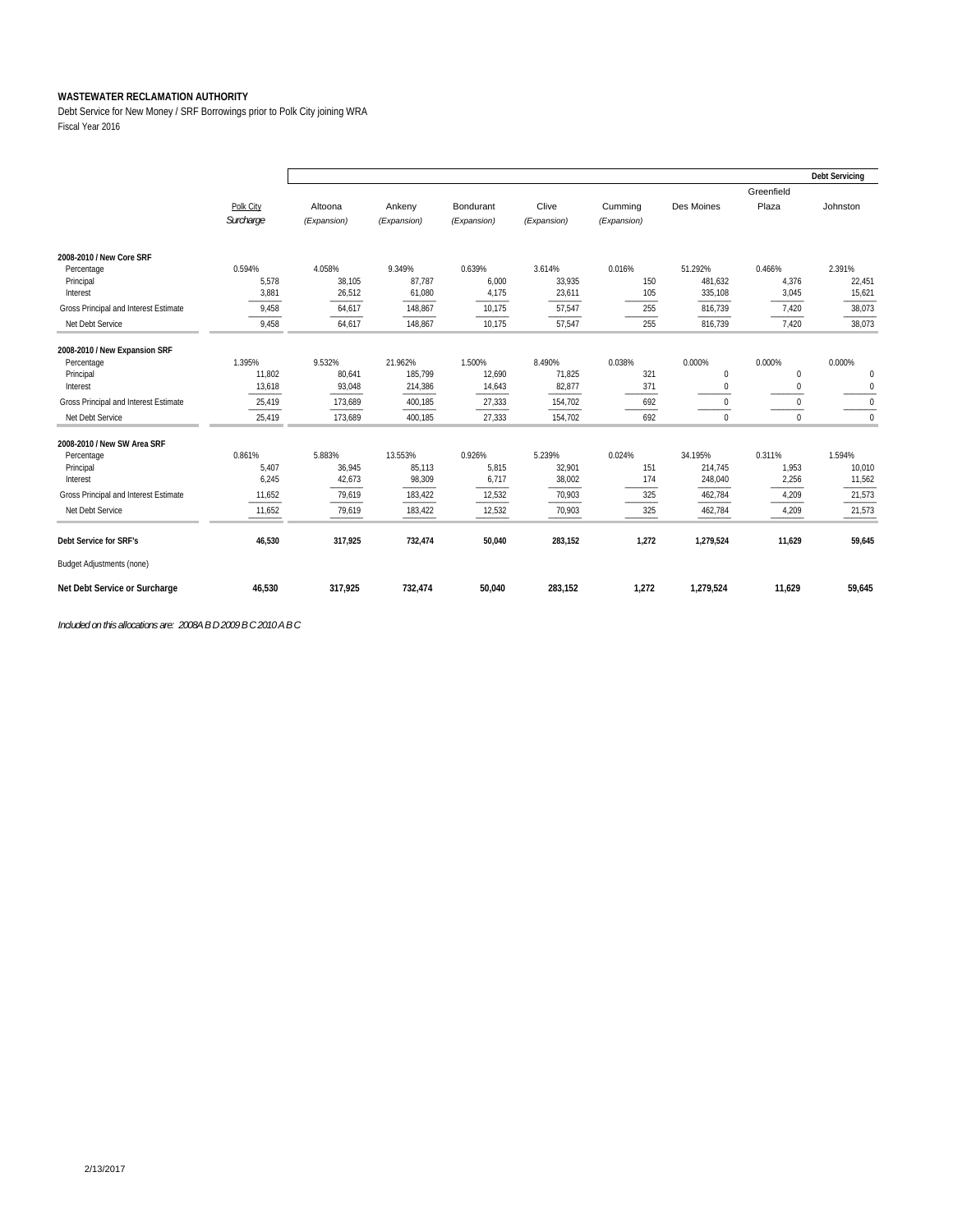**WASTEWATER RECLAMATION AUTHORITY**

Debt Service for New Money / SRF Borrowings prior to Polk City joining WRA

Fiscal Year 2016

| | Polk City *Surcharge* | Altoona *(Expansion)* | Ankeny *(Expansion)* | Bondurant *(Expansion)* | Clive *(Expansion)* | Cumming *(Expansion)* | Des Moines | Greenfield Plaza | Johnston |
|---|---|---|---|---|---|---|---|---|---|
| | | | | | | | | | **Debt Servicing** |
| **2008-2010 / New Core SRF** | | | | | | | | | |
| Percentage | 0.594% | 4.058% | 9.349% | 0.639% | 3.614% | 0.016% | 51.292% | 0.466% | 2.391% |
| Principal | 5,578 | 38,105 | 87,787 | 6,000 | 33,935 | 150 | 481,632 | 4,376 | 22,451 |
| Interest | 3,881 | 26,512 | 61,080 | 4,175 | 23,611 | 105 | 335,108 | 3,045 | 15,621 |
| Gross Principal and Interest Estimate | 9,458 | 64,617 | 148,867 | 10,175 | 57,547 | 255 | 816,739 | 7,420 | 38,073 |
| Net Debt Service | 9,458 | 64,617 | 148,867 | 10,175 | 57,547 | 255 | 816,739 | 7,420 | 38,073 |
| **2008-2010 / New Expansion SRF** | | | | | | | | | |
| Percentage | 1.395% | 9.532% | 21.962% | 1.500% | 8.490% | 0.038% | 0.000% | 0.000% | 0.000% |
| Principal | 11,802 | 80,641 | 185,799 | 12,690 | 71,825 | 321 | 0 | 0 | 0 |
| Interest | 13,618 | 93,048 | 214,386 | 14,643 | 82,877 | 371 | 0 | 0 | 0 |
| Gross Principal and Interest Estimate | 25,419 | 173,689 | 400,185 | 27,333 | 154,702 | 692 | 0 | 0 | 0 |
| Net Debt Service | 25,419 | 173,689 | 400,185 | 27,333 | 154,702 | 692 | 0 | 0 | 0 |
| **2008-2010 / New SW Area SRF** | | | | | | | | | |
| Percentage | 0.861% | 5.883% | 13.553% | 0.926% | 5.239% | 0.024% | 34.195% | 0.311% | 1.594% |
| Principal | 5,407 | 36,945 | 85,113 | 5,815 | 32,901 | 151 | 214,745 | 1,953 | 10,010 |
| Interest | 6,245 | 42,673 | 98,309 | 6,717 | 38,002 | 174 | 248,040 | 2,256 | 11,562 |
| Gross Principal and Interest Estimate | 11,652 | 79,619 | 183,422 | 12,532 | 70,903 | 325 | 462,784 | 4,209 | 21,573 |
| Net Debt Service | 11,652 | 79,619 | 183,422 | 12,532 | 70,903 | 325 | 462,784 | 4,209 | 21,573 |
| **Debt Service for SRF's** | **46,530** | **317,925** | **732,474** | **50,040** | **283,152** | **1,272** | **1,279,524** | **11,629** | **59,645** |
| Budget Adjustments (none) | | | | | | | | | |
| **Net Debt Service or Surcharge** | **46,530** | **317,925** | **732,474** | **50,040** | **283,152** | **1,272** | **1,279,524** | **11,629** | **59,645** |

*Included on this allocations are: 2008A B D 2009 B C 2010 A B C*

2/13/2017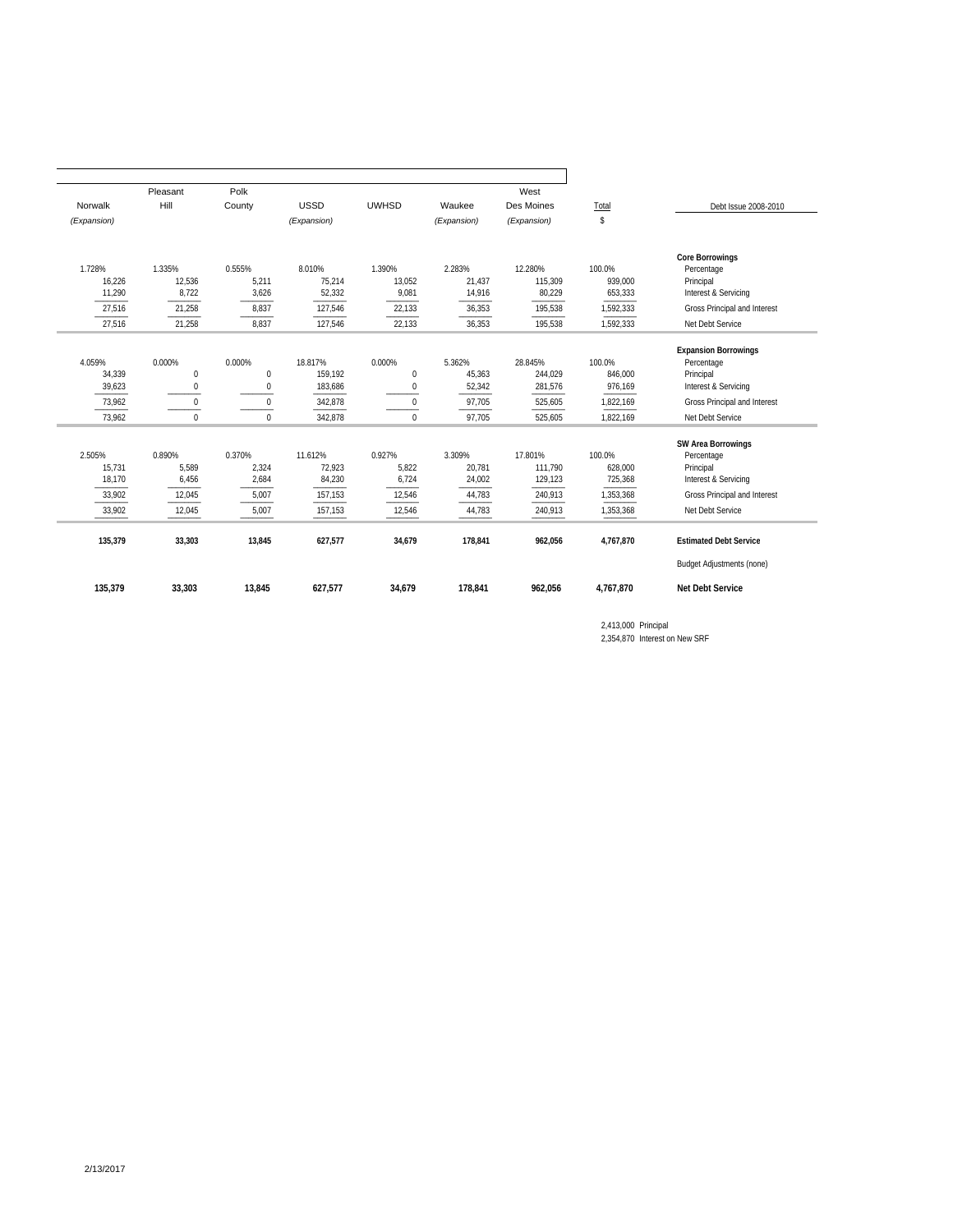| Norwalk *(Expansion)* | Pleasant Hill | Polk County | USSD *(Expansion)* | UWHSD | Waukee *(Expansion)* | West Des Moines *(Expansion)* | Total $ | Debt Issue 2008-2010 |
|---|---|---|---|---|---|---|---|---|
| | | | | | | | | **Core Borrowings** |
| 1.728% | 1.335% | 0.555% | 8.010% | 1.390% | 2.283% | 12.280% | 100.0% | Percentage |
| 16,226 | 12,536 | 5,211 | 75,214 | 13,052 | 21,437 | 115,309 | 939,000 | Principal |
| 11,290 | 8,722 | 3,626 | 52,332 | 9,081 | 14,916 | 80,229 | 653,333 | Interest & Servicing |
| 27,516 | 21,258 | 8,837 | 127,546 | 22,133 | 36,353 | 195,538 | 1,592,333 | Gross Principal and Interest |
| 27,516 | 21,258 | 8,837 | 127,546 | 22,133 | 36,353 | 195,538 | 1,592,333 | Net Debt Service |
| | | | | | | | | **Expansion Borrowings** |
| 4.059% | 0.000% | 0.000% | 18.817% | 0.000% | 5.362% | 28.845% | 100.0% | Percentage |
| 34,339 | 0 | 0 | 159,192 | 0 | 45,363 | 244,029 | 846,000 | Principal |
| 39,623 | 0 | 0 | 183,686 | 0 | 52,342 | 281,576 | 976,169 | Interest & Servicing |
| 73,962 | 0 | 0 | 342,878 | 0 | 97,705 | 525,605 | 1,822,169 | Gross Principal and Interest |
| 73,962 | 0 | 0 | 342,878 | 0 | 97,705 | 525,605 | 1,822,169 | Net Debt Service |
| | | | | | | | | **SW Area Borrowings** |
| 2.505% | 0.890% | 0.370% | 11.612% | 0.927% | 3.309% | 17.801% | 100.0% | Percentage |
| 15,731 | 5,589 | 2,324 | 72,923 | 5,822 | 20,781 | 111,790 | 628,000 | Principal |
| 18,170 | 6,456 | 2,684 | 84,230 | 6,724 | 24,002 | 129,123 | 725,368 | Interest & Servicing |
| 33,902 | 12,045 | 5,007 | 157,153 | 12,546 | 44,783 | 240,913 | 1,353,368 | Gross Principal and Interest |
| 33,902 | 12,045 | 5,007 | 157,153 | 12,546 | 44,783 | 240,913 | 1,353,368 | Net Debt Service |
| **135,379** | **33,303** | **13,845** | **627,577** | **34,679** | **178,841** | **962,056** | **4,767,870** | **Estimated Debt Service** |
| | | | | | | | | Budget Adjustments (none) |
| **135,379** | **33,303** | **13,845** | **627,577** | **34,679** | **178,841** | **962,056** | **4,767,870** | **Net Debt Service** |

2,413,000 Principal
2,354,870 Interest on New SRF

2/13/2017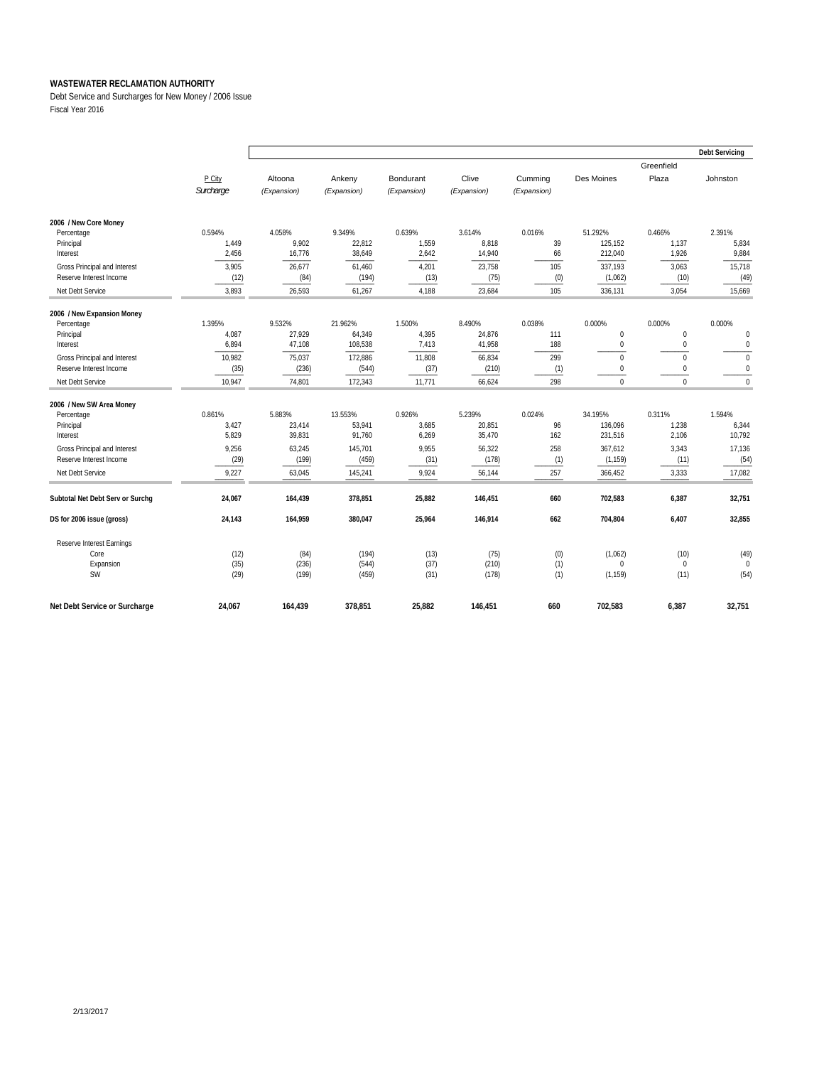**WASTEWATER RECLAMATION AUTHORITY**

Debt Service and Surcharges for New Money / 2006 Issue

Fiscal Year 2016

| | | | | | | | | | Debt Servicing |
|---|---|---|---|---|---|---|---|---|---|
| | P City | Altoona | Ankeny | Bondurant | Clive | Cumming | Des Moines | Greenfield Plaza | Johnston |
| | *Surcharge* | *(Expansion)* | *(Expansion)* | *(Expansion)* | *(Expansion)* | *(Expansion)* | | | |
| **2006 / New Core Money** | | | | | | | | | |
| Percentage | 0.594% | 4.058% | 9.349% | 0.639% | 3.614% | 0.016% | 51.292% | 0.466% | 2.391% |
| Principal | 1,449 | 9,902 | 22,812 | 1,559 | 8,818 | 39 | 125,152 | 1,137 | 5,834 |
| Interest | 2,456 | 16,776 | 38,649 | 2,642 | 14,940 | 66 | 212,040 | 1,926 | 9,884 |
| Gross Principal and Interest | 3,905 | 26,677 | 61,460 | 4,201 | 23,758 | 105 | 337,193 | 3,063 | 15,718 |
| Reserve Interest Income | (12) | (84) | (194) | (13) | (75) | (0) | (1,062) | (10) | (49) |
| Net Debt Service | 3,893 | 26,593 | 61,267 | 4,188 | 23,684 | 105 | 336,131 | 3,054 | 15,669 |
| **2006 / New Expansion Money** | | | | | | | | | |
| Percentage | 1.395% | 9.532% | 21.962% | 1.500% | 8.490% | 0.038% | 0.000% | 0.000% | 0.000% |
| Principal | 4,087 | 27,929 | 64,349 | 4,395 | 24,876 | 111 | 0 | 0 | 0 |
| Interest | 6,894 | 47,108 | 108,538 | 7,413 | 41,958 | 188 | 0 | 0 | 0 |
| Gross Principal and Interest | 10,982 | 75,037 | 172,886 | 11,808 | 66,834 | 299 | 0 | 0 | 0 |
| Reserve Interest Income | (35) | (236) | (544) | (37) | (210) | (1) | 0 | 0 | 0 |
| Net Debt Service | 10,947 | 74,801 | 172,343 | 11,771 | 66,624 | 298 | 0 | 0 | 0 |
| **2006 / New SW Area Money** | | | | | | | | | |
| Percentage | 0.861% | 5.883% | 13.553% | 0.926% | 5.239% | 0.024% | 34.195% | 0.311% | 1.594% |
| Principal | 3,427 | 23,414 | 53,941 | 3,685 | 20,851 | 96 | 136,096 | 1,238 | 6,344 |
| Interest | 5,829 | 39,831 | 91,760 | 6,269 | 35,470 | 162 | 231,516 | 2,106 | 10,792 |
| Gross Principal and Interest | 9,256 | 63,245 | 145,701 | 9,955 | 56,322 | 258 | 367,612 | 3,343 | 17,136 |
| Reserve Interest Income | (29) | (199) | (459) | (31) | (178) | (1) | (1,159) | (11) | (54) |
| Net Debt Service | 9,227 | 63,045 | 145,241 | 9,924 | 56,144 | 257 | 366,452 | 3,333 | 17,082 |
| **Subtotal Net Debt Serv or Surchg** | **24,067** | **164,439** | **378,851** | **25,882** | **146,451** | **660** | **702,583** | **6,387** | **32,751** |
| **DS for 2006 issue (gross)** | **24,143** | **164,959** | **380,047** | **25,964** | **146,914** | **662** | **704,804** | **6,407** | **32,855** |
| Reserve Interest Earnings | | | | | | | | | |
| Core | (12) | (84) | (194) | (13) | (75) | (0) | (1,062) | (10) | (49) |
| Expansion | (35) | (236) | (544) | (37) | (210) | (1) | 0 | 0 | 0 |
| SW | (29) | (199) | (459) | (31) | (178) | (1) | (1,159) | (11) | (54) |
| **Net Debt Service or Surcharge** | **24,067** | **164,439** | **378,851** | **25,882** | **146,451** | **660** | **702,583** | **6,387** | **32,751** |

2/13/2017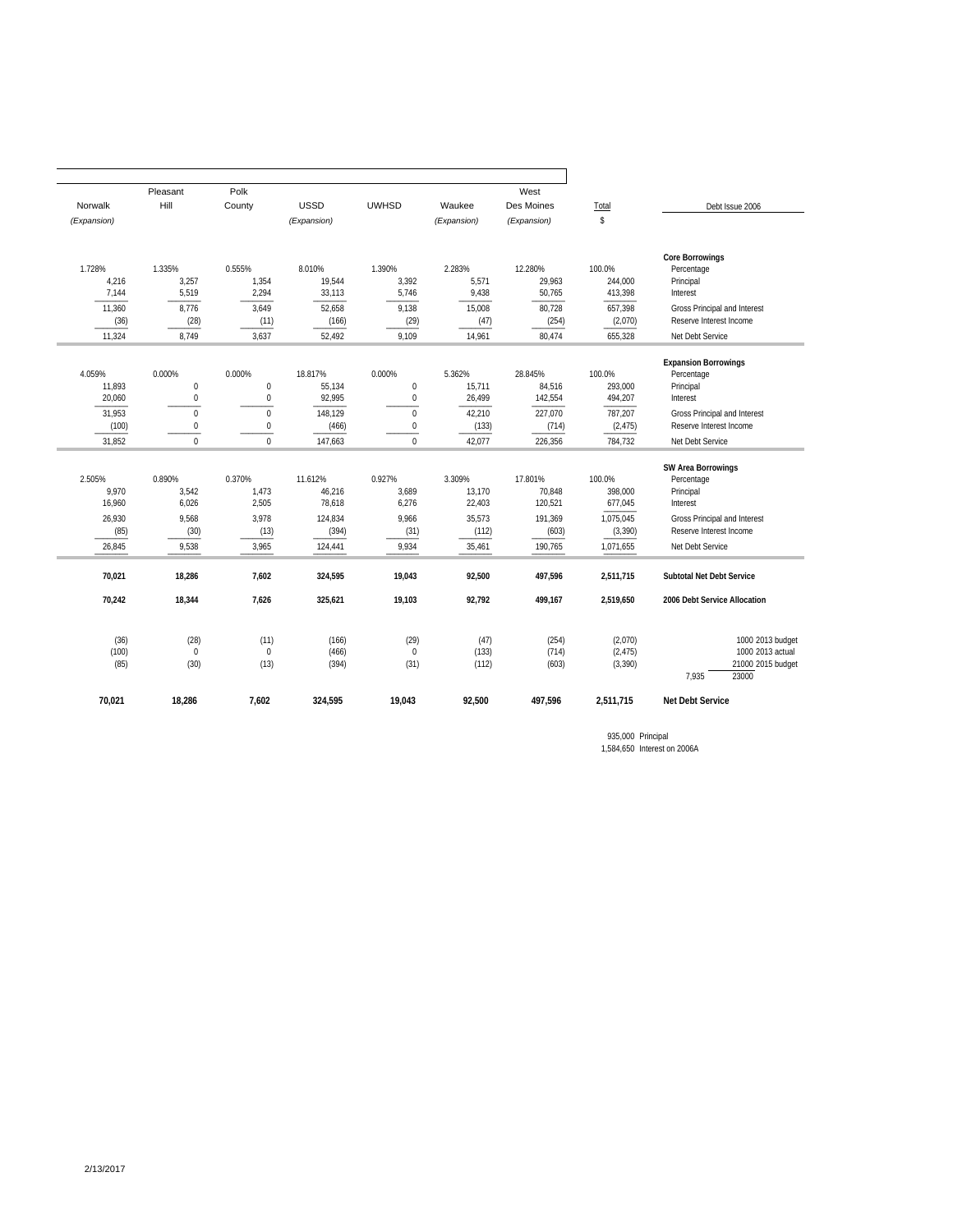| Norwalk (Expansion) | Pleasant Hill | Polk County | USSD (Expansion) | UWHSD | Waukee (Expansion) | West Des Moines (Expansion) | Total $ | Debt Issue 2006 |
|---|---|---|---|---|---|---|---|---|
| | | | | | | | | **Core Borrowings** |
| 1.728% | 1.335% | 0.555% | 8.010% | 1.390% | 2.283% | 12.280% | 100.0% | Percentage |
| 4,216 | 3,257 | 1,354 | 19,544 | 3,392 | 5,571 | 29,963 | 244,000 | Principal |
| 7,144 | 5,519 | 2,294 | 33,113 | 5,746 | 9,438 | 50,765 | 413,398 | Interest |
| 11,360 | 8,776 | 3,649 | 52,658 | 9,138 | 15,008 | 80,728 | 657,398 | Gross Principal and Interest |
| (36) | (28) | (11) | (166) | (29) | (47) | (254) | (2,070) | Reserve Interest Income |
| 11,324 | 8,749 | 3,637 | 52,492 | 9,109 | 14,961 | 80,474 | 655,328 | Net Debt Service |
| | | | | | | | | **Expansion Borrowings** |
| 4.059% | 0.000% | 0.000% | 18.817% | 0.000% | 5.362% | 28.845% | 100.0% | Percentage |
| 11,893 | 0 | 0 | 55,134 | 0 | 15,711 | 84,516 | 293,000 | Principal |
| 20,060 | 0 | 0 | 92,995 | 0 | 26,499 | 142,554 | 494,207 | Interest |
| 31,953 | 0 | 0 | 148,129 | 0 | 42,210 | 227,070 | 787,207 | Gross Principal and Interest |
| (100) | 0 | 0 | (466) | 0 | (133) | (714) | (2,475) | Reserve Interest Income |
| 31,852 | 0 | 0 | 147,663 | 0 | 42,077 | 226,356 | 784,732 | Net Debt Service |
| | | | | | | | | **SW Area Borrowings** |
| 2.505% | 0.890% | 0.370% | 11.612% | 0.927% | 3.309% | 17.801% | 100.0% | Percentage |
| 9,970 | 3,542 | 1,473 | 46,216 | 3,689 | 13,170 | 70,848 | 398,000 | Principal |
| 16,960 | 6,026 | 2,505 | 78,618 | 6,276 | 22,403 | 120,521 | 677,045 | Interest |
| 26,930 | 9,568 | 3,978 | 124,834 | 9,966 | 35,573 | 191,369 | 1,075,045 | Gross Principal and Interest |
| (85) | (30) | (13) | (394) | (31) | (112) | (603) | (3,390) | Reserve Interest Income |
| 26,845 | 9,538 | 3,965 | 124,441 | 9,934 | 35,461 | 190,765 | 1,071,655 | Net Debt Service |
| **70,021** | **18,286** | **7,602** | **324,595** | **19,043** | **92,500** | **497,596** | **2,511,715** | **Subtotal Net Debt Service** |
| **70,242** | **18,344** | **7,626** | **325,621** | **19,103** | **92,792** | **499,167** | **2,519,650** | **2006 Debt Service Allocation** |
| (36) | (28) | (11) | (166) | (29) | (47) | (254) | (2,070) | 1000 2013 budget |
| (100) | 0 | 0 | (466) | 0 | (133) | (714) | (2,475) | 1000 2013 actual |
| (85) | (30) | (13) | (394) | (31) | (112) | (603) | (3,390) | 21000 2015 budget |
| | | | | | | | | 7,935 23000 |
| **70,021** | **18,286** | **7,602** | **324,595** | **19,043** | **92,500** | **497,596** | **2,511,715** | **Net Debt Service** |

935,000 Principal
1,584,650 Interest on 2006A

2/13/2017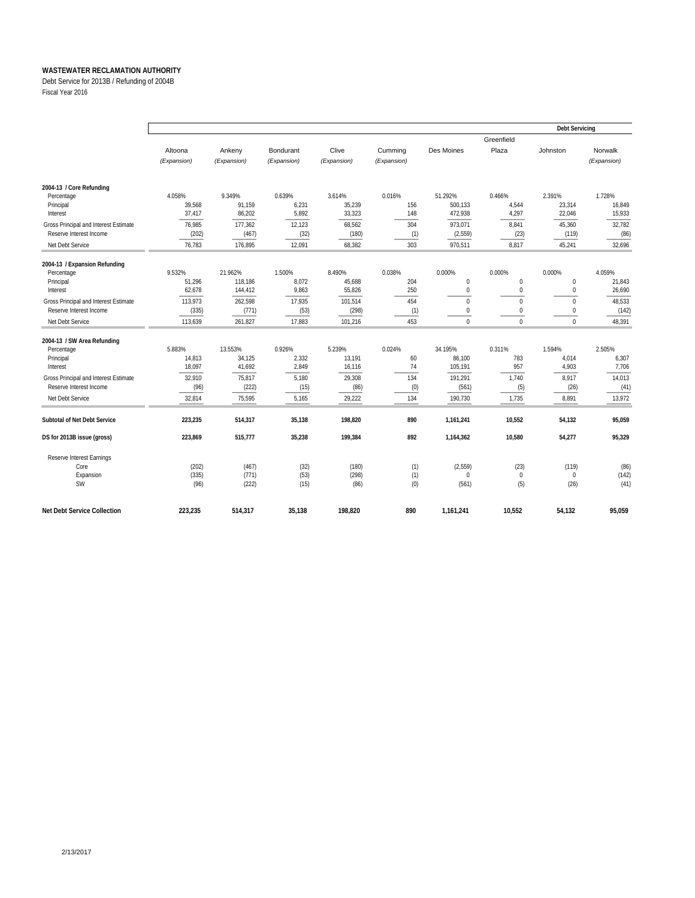**WASTEWATER RECLAMATION AUTHORITY**

Debt Service for 2013B / Refunding of 2004B

Fiscal Year 2016

| | Altoona (Expansion) | Ankeny (Expansion) | Bondurant (Expansion) | Clive (Expansion) | Cumming (Expansion) | Des Moines | Greenfield Plaza | Johnston | Norwalk (Expansion) |
|---|---|---|---|---|---|---|---|---|---|
| | | | | | | | | **Debt Servicing** | |
| **2004-13 / Core Refunding** | | | | | | | | | |
| Percentage | 4.058% | 9.349% | 0.639% | 3.614% | 0.016% | 51.292% | 0.466% | 2.391% | 1.728% |
| Principal | 39,568 | 91,159 | 6,231 | 35,239 | 156 | 500,133 | 4,544 | 23,314 | 16,849 |
| Interest | 37,417 | 86,202 | 5,892 | 33,323 | 148 | 472,938 | 4,297 | 22,046 | 15,933 |
| Gross Principal and Interest Estimate | 76,985 | 177,362 | 12,123 | 68,562 | 304 | 973,071 | 8,841 | 45,360 | 32,782 |
| Reserve Interest Income | (202) | (467) | (32) | (180) | (1) | (2,559) | (23) | (119) | (86) |
| Net Debt Service | 76,783 | 176,895 | 12,091 | 68,382 | 303 | 970,511 | 8,817 | 45,241 | 32,696 |
| **2004-13 / Expansion Refunding** | | | | | | | | | |
| Percentage | 9.532% | 21.962% | 1.500% | 8.490% | 0.038% | 0.000% | 0.000% | 0.000% | 4.059% |
| Principal | 51,296 | 118,186 | 8,072 | 45,688 | 204 | 0 | 0 | 0 | 21,843 |
| Interest | 62,678 | 144,412 | 9,863 | 55,826 | 250 | 0 | 0 | 0 | 26,690 |
| Gross Principal and Interest Estimate | 113,973 | 262,598 | 17,935 | 101,514 | 454 | 0 | 0 | 0 | 48,533 |
| Reserve Interest Income | (335) | (771) | (53) | (298) | (1) | 0 | 0 | 0 | (142) |
| Net Debt Service | 113,639 | 261,827 | 17,883 | 101,216 | 453 | 0 | 0 | 0 | 48,391 |
| **2004-13 / SW Area Refunding** | | | | | | | | | |
| Percentage | 5.883% | 13.553% | 0.926% | 5.239% | 0.024% | 34.195% | 0.311% | 1.594% | 2.505% |
| Principal | 14,813 | 34,125 | 2,332 | 13,191 | 60 | 86,100 | 783 | 4,014 | 6,307 |
| Interest | 18,097 | 41,692 | 2,849 | 16,116 | 74 | 105,191 | 957 | 4,903 | 7,706 |
| Gross Principal and Interest Estimate | 32,910 | 75,817 | 5,180 | 29,308 | 134 | 191,291 | 1,740 | 8,917 | 14,013 |
| Reserve Interest Income | (96) | (222) | (15) | (86) | (0) | (561) | (5) | (26) | (41) |
| Net Debt Service | 32,814 | 75,595 | 5,165 | 29,222 | 134 | 190,730 | 1,735 | 8,891 | 13,972 |
| **Subtotal of Net Debt Service** | **223,235** | **514,317** | **35,138** | **198,820** | **890** | **1,161,241** | **10,552** | **54,132** | **95,059** |
| **DS for 2013B issue (gross)** | **223,869** | **515,777** | **35,238** | **199,384** | **892** | **1,164,362** | **10,580** | **54,277** | **95,329** |
| Reserve Interest Earnings | | | | | | | | | |
| Core | (202) | (467) | (32) | (180) | (1) | (2,559) | (23) | (119) | (86) |
| Expansion | (335) | (771) | (53) | (298) | (1) | 0 | 0 | 0 | (142) |
| SW | (96) | (222) | (15) | (86) | (0) | (561) | (5) | (26) | (41) |
| **Net Debt Service Collection** | **223,235** | **514,317** | **35,138** | **198,820** | **890** | **1,161,241** | **10,552** | **54,132** | **95,059** |

2/13/2017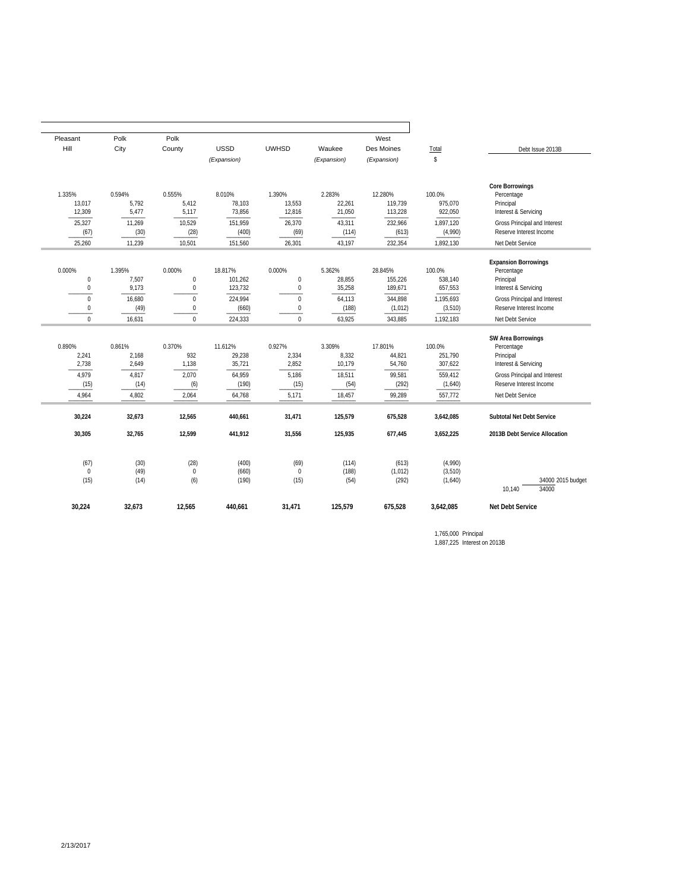| Pleasant Hill | Polk City | Polk County | USSD (Expansion) | UWHSD | Waukee (Expansion) | West Des Moines (Expansion) | Total $ | Debt Issue 2013B |
|---|---|---|---|---|---|---|---|---|
| | | | | | | | | **Core Borrowings** |
| 1.335% | 0.594% | 0.555% | 8.010% | 1.390% | 2.283% | 12.280% | 100.0% | Percentage |
| 13,017 | 5,792 | 5,412 | 78,103 | 13,553 | 22,261 | 119,739 | 975,070 | Principal |
| 12,309 | 5,477 | 5,117 | 73,856 | 12,816 | 21,050 | 113,228 | 922,050 | Interest & Servicing |
| 25,327 | 11,269 | 10,529 | 151,959 | 26,370 | 43,311 | 232,966 | 1,897,120 | Gross Principal and Interest |
| (67) | (30) | (28) | (400) | (69) | (114) | (613) | (4,990) | Reserve Interest Income |
| 25,260 | 11,239 | 10,501 | 151,560 | 26,301 | 43,197 | 232,354 | 1,892,130 | Net Debt Service |
| | | | | | | | | **Expansion Borrowings** |
| 0.000% | 1.395% | 0.000% | 18.817% | 0.000% | 5.362% | 28.845% | 100.0% | Percentage |
| 0 | 7,507 | 0 | 101,262 | 0 | 28,855 | 155,226 | 538,140 | Principal |
| 0 | 9,173 | 0 | 123,732 | 0 | 35,258 | 189,671 | 657,553 | Interest & Servicing |
| 0 | 16,680 | 0 | 224,994 | 0 | 64,113 | 344,898 | 1,195,693 | Gross Principal and Interest |
| 0 | (49) | 0 | (660) | 0 | (188) | (1,012) | (3,510) | Reserve Interest Income |
| 0 | 16,631 | 0 | 224,333 | 0 | 63,925 | 343,885 | 1,192,183 | Net Debt Service |
| | | | | | | | | **SW Area Borrowings** |
| 0.890% | 0.861% | 0.370% | 11.612% | 0.927% | 3.309% | 17.801% | 100.0% | Percentage |
| 2,241 | 2,168 | 932 | 29,238 | 2,334 | 8,332 | 44,821 | 251,790 | Principal |
| 2,738 | 2,649 | 1,138 | 35,721 | 2,852 | 10,179 | 54,760 | 307,622 | Interest & Servicing |
| 4,979 | 4,817 | 2,070 | 64,959 | 5,186 | 18,511 | 99,581 | 559,412 | Gross Principal and Interest |
| (15) | (14) | (6) | (190) | (15) | (54) | (292) | (1,640) | Reserve Interest Income |
| 4,964 | 4,802 | 2,064 | 64,768 | 5,171 | 18,457 | 99,289 | 557,772 | Net Debt Service |
| **30,224** | **32,673** | **12,565** | **440,661** | **31,471** | **125,579** | **675,528** | **3,642,085** | **Subtotal Net Debt Service** |
| **30,305** | **32,765** | **12,599** | **441,912** | **31,556** | **125,935** | **677,445** | **3,652,225** | **2013B Debt Service Allocation** |
| (67) | (30) | (28) | (400) | (69) | (114) | (613) | (4,990) | |
| 0 | (49) | 0 | (660) | 0 | (188) | (1,012) | (3,510) | |
| (15) | (14) | (6) | (190) | (15) | (54) | (292) | (1,640) | 34000 2015 budget |
| | | | | | | | | 10,140 34000 |
| **30,224** | **32,673** | **12,565** | **440,661** | **31,471** | **125,579** | **675,528** | **3,642,085** | **Net Debt Service** |

1,765,000 Principal
1,887,225 Interest on 2013B

2/13/2017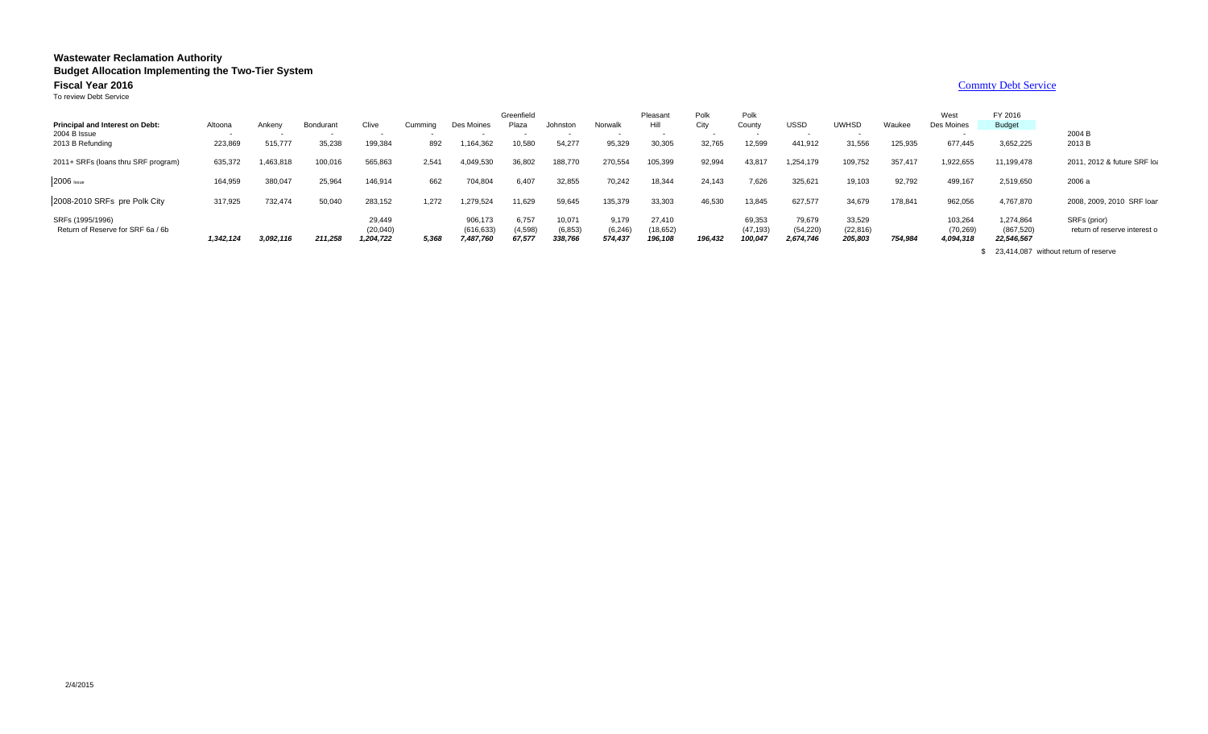**Wastewater Reclamation Authority**
**Budget Allocation Implementing the Two-Tier System**
**Fiscal Year 2016**
To review Debt Service

Commty Debt Service

| Principal and Interest on Debt: | Altoona | Ankeny | Bondurant | Clive | Cumming | Des Moines | Greenfield Plaza | Johnston | Norwalk | Pleasant Hill | Polk City | Polk County | USSD | UWHSD | Waukee | West Des Moines | FY 2016 Budget | |
|---|---|---|---|---|---|---|---|---|---|---|---|---|---|---|---|---|---|---|
| 2004 B Issue | - | - | - | - | - | - | - | - | - | - | - | - | - | - | | - | | 2004 B |
| 2013 B Refunding | 223,869 | 515,777 | 35,238 | 199,384 | 892 | 1,164,362 | 10,580 | 54,277 | 95,329 | 30,305 | 32,765 | 12,599 | 441,912 | 31,556 | 125,935 | 677,445 | 3,652,225 | 2013 B |
| 2011+ SRFs (loans thru SRF program) | 635,372 | 1,463,818 | 100,016 | 565,863 | 2,541 | 4,049,530 | 36,802 | 188,770 | 270,554 | 105,399 | 92,994 | 43,817 | 1,254,179 | 109,752 | 357,417 | 1,922,655 | 11,199,478 | 2011, 2012 & future SRF loa |
| 2006 Issue | 164,959 | 380,047 | 25,964 | 146,914 | 662 | 704,804 | 6,407 | 32,855 | 70,242 | 18,344 | 24,143 | 7,626 | 325,621 | 19,103 | 92,792 | 499,167 | 2,519,650 | 2006 a |
| 2008-2010 SRFs pre Polk City | 317,925 | 732,474 | 50,040 | 283,152 | 1,272 | 1,279,524 | 11,629 | 59,645 | 135,379 | 33,303 | 46,530 | 13,845 | 627,577 | 34,679 | 178,841 | 962,056 | 4,767,870 | 2008, 2009, 2010 SRF loar |
| SRFs (1995/1996) | | | | 29,449 | | 906,173 | 6,757 | 10,071 | 9,179 | 27,410 | | 69,353 | 79,679 | 33,529 | | 103,264 | 1,274,864 | SRFs (prior) |
| Return of Reserve for SRF 6a / 6b | | | | (20,040) | | (616,633) | (4,598) | (6,853) | (6,246) | (18,652) | | (47,193) | (54,220) | (22,816) | | (70,269) | (867,520) | return of reserve interest o |
| | *1,342,124* | *3,092,116* | *211,258* | *1,204,722* | *5,368* | *7,487,760* | *67,577* | *338,766* | *574,437* | *196,108* | *196,432* | *100,047* | *2,674,746* | *205,803* | *754,984* | *4,094,318* | *22,546,567* | |

$ 23,414,087 without return of reserve

2/4/2015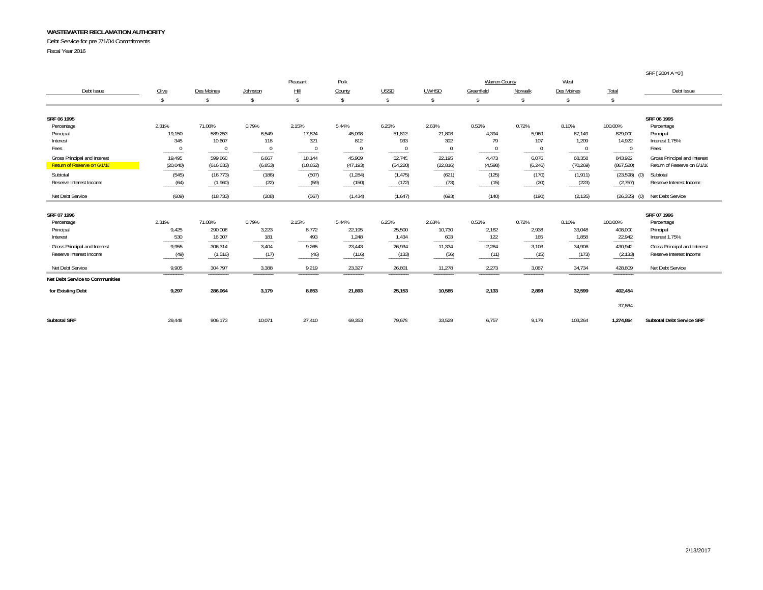**WASTEWATER RECLAMATION AUTHORITY**

Debt Service for pre 7/1/04 Commitments

Fiscal Year 2016

SRF [ 2004 A =0 ]

| Debt Issue | Clive | Des Moines | Johnston | Pleasant Hill | Polk County | USSD | UWHSD | Warren County Greenfield | Warren County Norwalk | West Des Moines | Total | | Debt Issue |
|---|---|---|---|---|---|---|---|---|---|---|---|---|---|
| | $ | $ | $ | $ | $ | $ | $ | $ | $ | $ | $ | | |
| **SRF 06 1995** | | | | | | | | | | | | | **SRF 06 1995** |
| Percentage | 2.31% | 71.08% | 0.79% | 2.15% | 5.44% | 6.25% | 2.63% | 0.53% | 0.72% | 8.10% | 100.00% | | Percentage |
| Principal | 19,150 | 589,253 | 6,549 | 17,824 | 45,098 | 51,813 | 21,803 | 4,394 | 5,969 | 67,149 | 829,000 | | Principal |
| Interest | 345 | 10,607 | 118 | 321 | 812 | 933 | 392 | 79 | 107 | 1,209 | 14,922 | | Interest 1.75% |
| Fees | 0 | 0 | 0 | 0 | 0 | 0 | 0 | 0 | 0 | 0 | 0 | | Fees |
| Gross Principal and Interest | 19,495 | 599,860 | 6,667 | 18,144 | 45,909 | 52,745 | 22,195 | 4,473 | 6,076 | 68,358 | 843,922 | | Gross Principal and Interest |
| Return of Reserve on 6/1/16 | (20,040) | (616,633) | (6,853) | (18,652) | (47,193) | (54,220) | (22,816) | (4,598) | (6,246) | (70,269) | (867,520) | | Return of Reserve on 6/1/16 |
| Subtotal | (545) | (16,773) | (186) | (507) | (1,284) | (1,475) | (621) | (125) | (170) | (1,911) | (23,598) | (0) | Subtotal |
| Reserve Interest Income | (64) | (1,960) | (22) | (59) | (150) | (172) | (73) | (15) | (20) | (223) | (2,757) | | Reserve Interest Income |
| Net Debt Service | (609) | (18,733) | (208) | (567) | (1,434) | (1,647) | (693) | (140) | (190) | (2,135) | (26,355) | (0) | Net Debt Service |
| **SRF 07 1996** | | | | | | | | | | | | | **SRF 07 1996** |
| Percentage | 2.31% | 71.08% | 0.79% | 2.15% | 5.44% | 6.25% | 2.63% | 0.53% | 0.72% | 8.10% | 100.00% | | Percentage |
| Principal | 9,425 | 290,006 | 3,223 | 8,772 | 22,195 | 25,500 | 10,730 | 2,162 | 2,938 | 33,048 | 408,000 | | Principal |
| Interest | 530 | 16,307 | 181 | 493 | 1,248 | 1,434 | 603 | 122 | 165 | 1,858 | 22,942 | | Interest 1.75% |
| Gross Principal and Interest | 9,955 | 306,314 | 3,404 | 9,265 | 23,443 | 26,934 | 11,334 | 2,284 | 3,103 | 34,906 | 430,942 | | Gross Principal and Interest |
| Reserve Interest Income | (49) | (1,516) | (17) | (46) | (116) | (133) | (56) | (11) | (15) | (173) | (2,133) | | Reserve Interest Income |
| Net Debt Service | 9,905 | 304,797 | 3,388 | 9,219 | 23,327 | 26,801 | 11,278 | 2,273 | 3,087 | 34,734 | 428,809 | | Net Debt Service |
| **Net Debt Service to Communities** | | | | | | | | | | | | | |
| **for Existing Debt** | **9,297** | **286,064** | **3,179** | **8,653** | **21,893** | **25,153** | **10,585** | **2,133** | **2,898** | **32,599** | **402,454** | | |
| | | | | | | | | | | | 37,864 | | |
| **Subtotal SRF** | 29,449 | 906,173 | 10,071 | 27,410 | 69,353 | 79,679 | 33,529 | 6,757 | 9,179 | 103,264 | **1,274,864** | | **Subtotal Debt Service SRF** |

2/13/2017